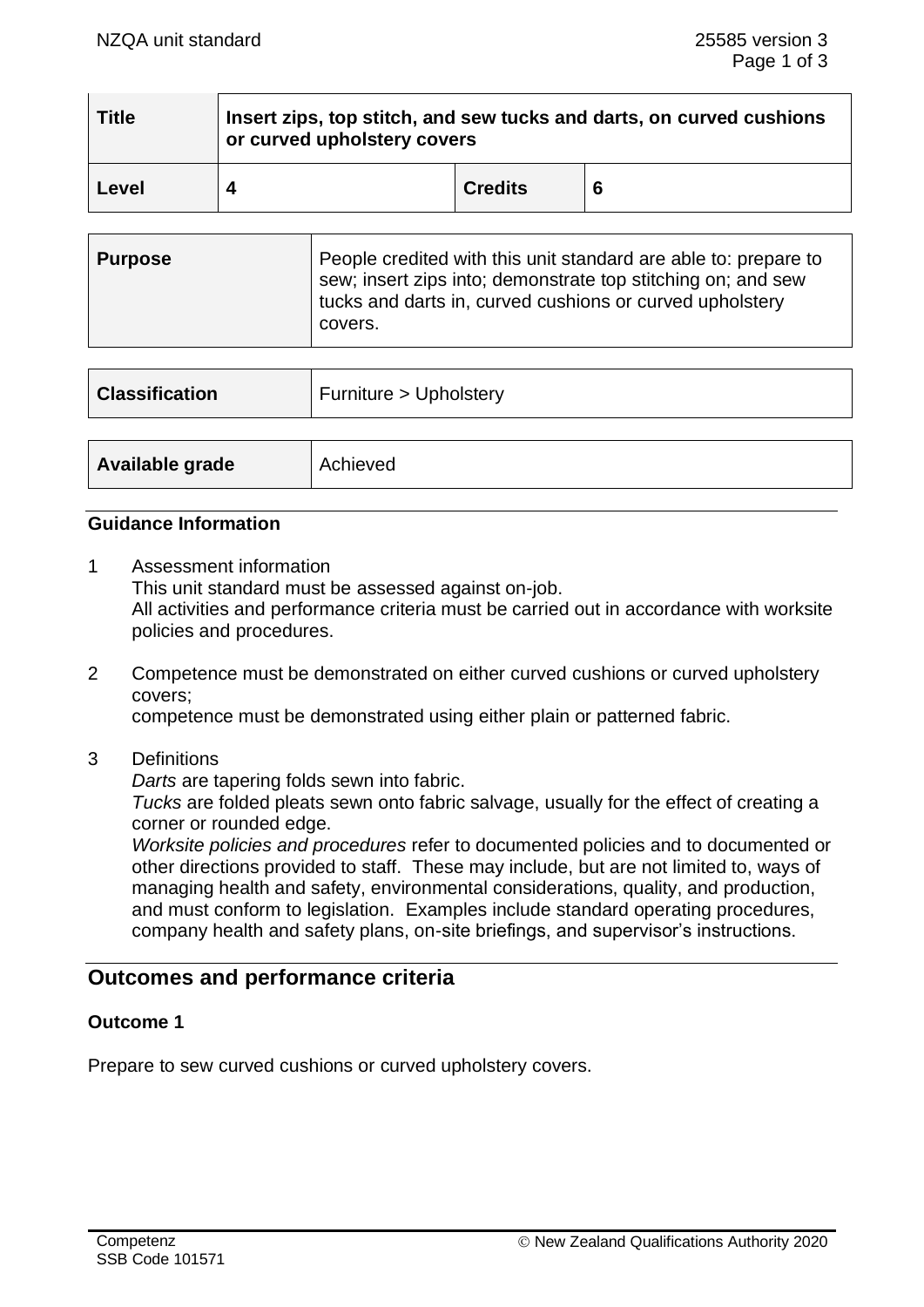| Title | Insert zips, top stitch, and sew tucks and darts, on curved cushions or curved upholstery covers | | |
|---|---|---|---|
| Level | 4 | Credits | 6 |

| Purpose | People credited with this unit standard are able to: prepare to sew; insert zips into; demonstrate top stitching on; and sew tucks and darts in, curved cushions or curved upholstery covers. |
|---|---|

| Classification | Furniture > Upholstery |
|---|---|

| Available grade | Achieved |
|---|---|

## Guidance Information

1 Assessment information
This unit standard must be assessed against on-job.
All activities and performance criteria must be carried out in accordance with worksite policies and procedures.

2 Competence must be demonstrated on either curved cushions or curved upholstery covers;
competence must be demonstrated using either plain or patterned fabric.

3 Definitions
*Darts* are tapering folds sewn into fabric.
*Tucks* are folded pleats sewn onto fabric salvage, usually for the effect of creating a corner or rounded edge.
*Worksite policies and procedures* refer to documented policies and to documented or other directions provided to staff. These may include, but are not limited to, ways of managing health and safety, environmental considerations, quality, and production, and must conform to legislation. Examples include standard operating procedures, company health and safety plans, on-site briefings, and supervisor's instructions.

## Outcomes and performance criteria

### Outcome 1

Prepare to sew curved cushions or curved upholstery covers.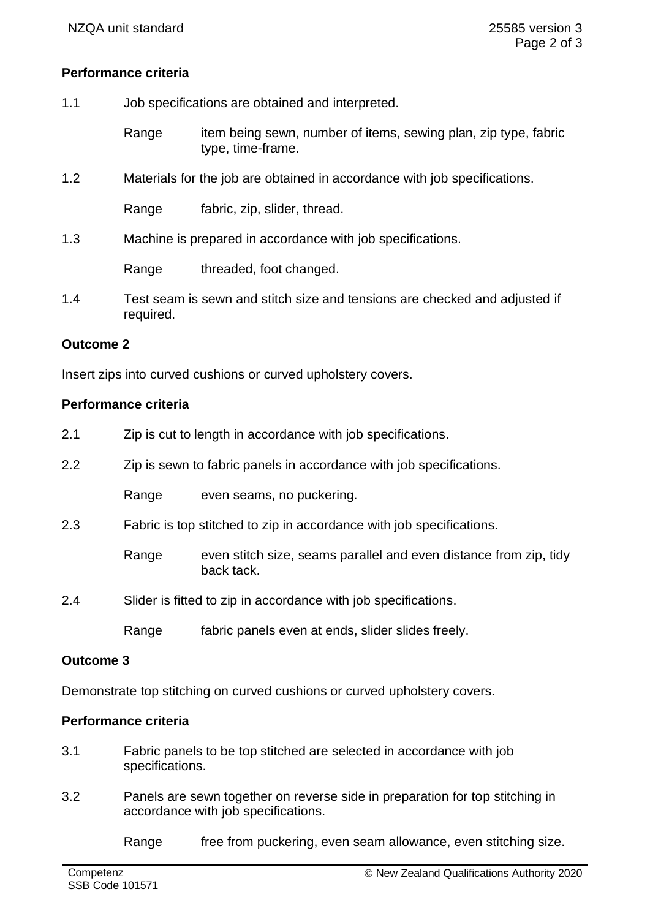## Performance criteria

1.1 Job specifications are obtained and interpreted.

Range: item being sewn, number of items, sewing plan, zip type, fabric type, time-frame.

1.2 Materials for the job are obtained in accordance with job specifications.

Range: fabric, zip, slider, thread.

1.3 Machine is prepared in accordance with job specifications.

Range: threaded, foot changed.

1.4 Test seam is sewn and stitch size and tensions are checked and adjusted if required.

## Outcome 2

Insert zips into curved cushions or curved upholstery covers.

## Performance criteria

2.1 Zip is cut to length in accordance with job specifications.

2.2 Zip is sewn to fabric panels in accordance with job specifications.

Range: even seams, no puckering.

2.3 Fabric is top stitched to zip in accordance with job specifications.

Range: even stitch size, seams parallel and even distance from zip, tidy back tack.

2.4 Slider is fitted to zip in accordance with job specifications.

Range: fabric panels even at ends, slider slides freely.

## Outcome 3

Demonstrate top stitching on curved cushions or curved upholstery covers.

## Performance criteria

3.1 Fabric panels to be top stitched are selected in accordance with job specifications.

3.2 Panels are sewn together on reverse side in preparation for top stitching in accordance with job specifications.

Range: free from puckering, even seam allowance, even stitching size.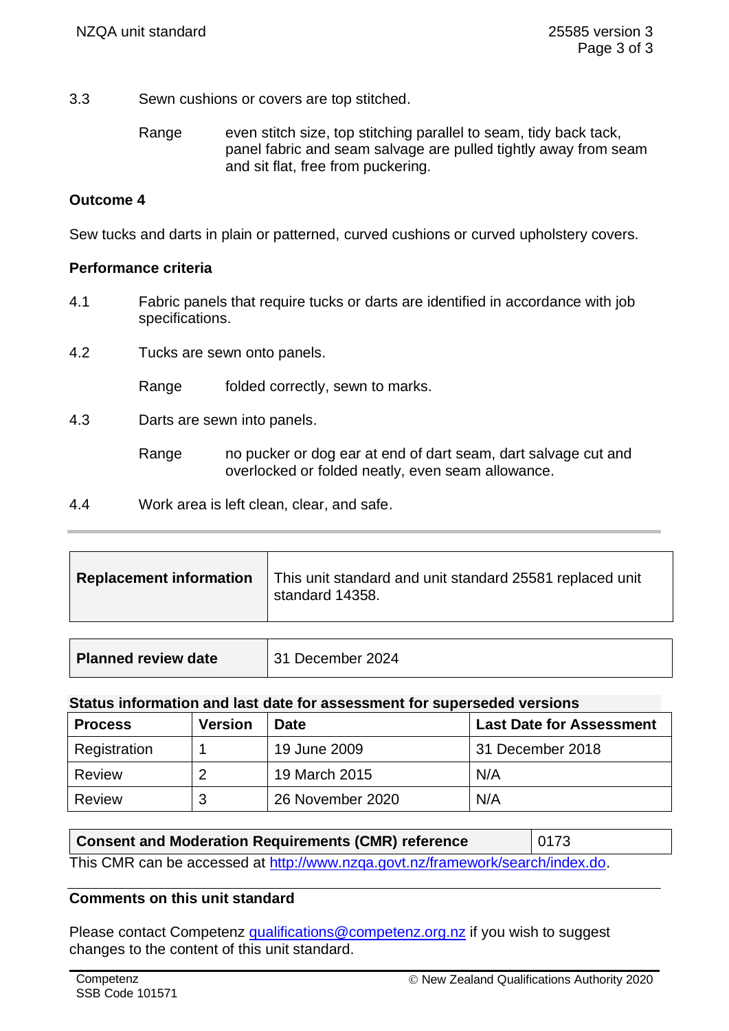3.3 Sewn cushions or covers are top stitched.

Range even stitch size, top stitching parallel to seam, tidy back tack, panel fabric and seam salvage are pulled tightly away from seam and sit flat, free from puckering.

**Outcome 4**

Sew tucks and darts in plain or patterned, curved cushions or curved upholstery covers.

**Performance criteria**

4.1 Fabric panels that require tucks or darts are identified in accordance with job specifications.

4.2 Tucks are sewn onto panels.

Range folded correctly, sewn to marks.

4.3 Darts are sewn into panels.

Range no pucker or dog ear at end of dart seam, dart salvage cut and overlocked or folded neatly, even seam allowance.

4.4 Work area is left clean, clear, and safe.

| | |
|---|---|
| **Replacement information** | This unit standard and unit standard 25581 replaced unit standard 14358. |

| | |
|---|---|
| **Planned review date** | 31 December 2024 |

**Status information and last date for assessment for superseded versions**

| Process | Version | Date | Last Date for Assessment |
|---|---|---|---|
| Registration | 1 | 19 June 2009 | 31 December 2018 |
| Review | 2 | 19 March 2015 | N/A |
| Review | 3 | 26 November 2020 | N/A |

| | |
|---|---|
| **Consent and Moderation Requirements (CMR) reference** | 0173 |

This CMR can be accessed at http://www.nzqa.govt.nz/framework/search/index.do.

**Comments on this unit standard**

Please contact Competenz qualifications@competenz.org.nz if you wish to suggest changes to the content of this unit standard.